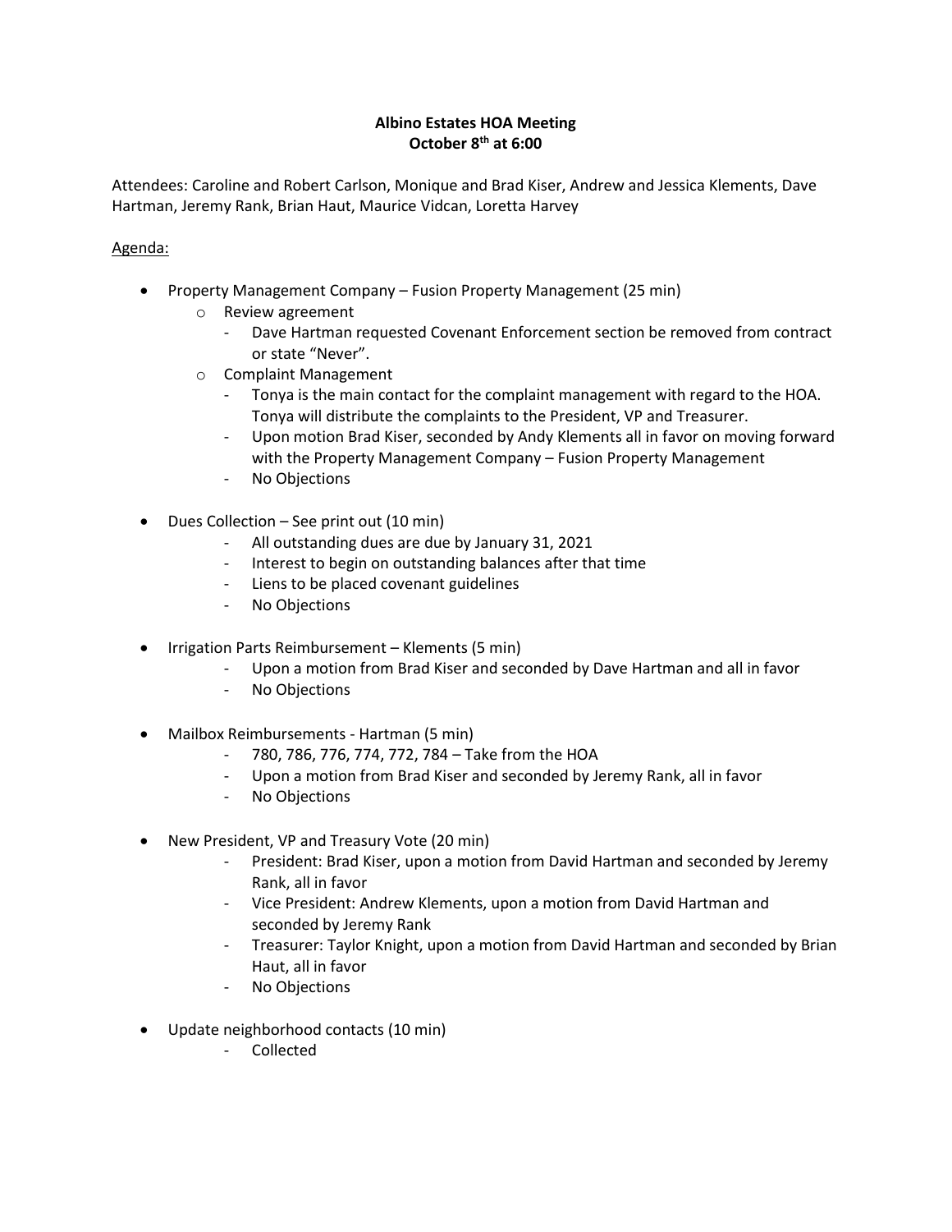**Albino Estates HOA Meeting**
**October 8th at 6:00**

Attendees: Caroline and Robert Carlson, Monique and Brad Kiser, Andrew and Jessica Klements, Dave Hartman, Jeremy Rank, Brian Haut, Maurice Vidcan, Loretta Harvey

Agenda:

- Property Management Company – Fusion Property Management (25 min)
  - Review agreement
    - Dave Hartman requested Covenant Enforcement section be removed from contract or state "Never".
  - Complaint Management
    - Tonya is the main contact for the complaint management with regard to the HOA. Tonya will distribute the complaints to the President, VP and Treasurer.
    - Upon motion Brad Kiser, seconded by Andy Klements all in favor on moving forward with the Property Management Company – Fusion Property Management
    - No Objections

- Dues Collection – See print out (10 min)
  - All outstanding dues are due by January 31, 2021
  - Interest to begin on outstanding balances after that time
  - Liens to be placed covenant guidelines
  - No Objections

- Irrigation Parts Reimbursement – Klements (5 min)
  - Upon a motion from Brad Kiser and seconded by Dave Hartman and all in favor
  - No Objections

- Mailbox Reimbursements - Hartman (5 min)
  - 780, 786, 776, 774, 772, 784 – Take from the HOA
  - Upon a motion from Brad Kiser and seconded by Jeremy Rank, all in favor
  - No Objections

- New President, VP and Treasury Vote (20 min)
  - President: Brad Kiser, upon a motion from David Hartman and seconded by Jeremy Rank, all in favor
  - Vice President: Andrew Klements, upon a motion from David Hartman and seconded by Jeremy Rank
  - Treasurer: Taylor Knight, upon a motion from David Hartman and seconded by Brian Haut, all in favor
  - No Objections

- Update neighborhood contacts (10 min)
  - Collected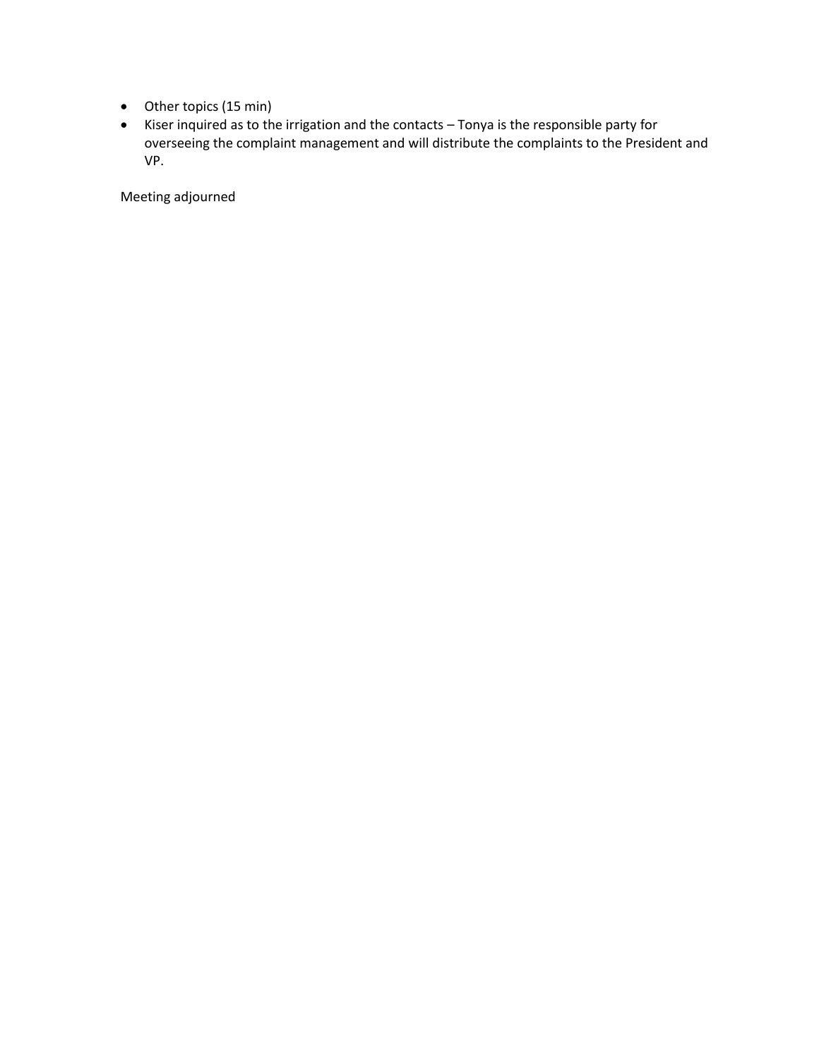- Other topics (15 min)
- Kiser inquired as to the irrigation and the contacts – Tonya is the responsible party for overseeing the complaint management and will distribute the complaints to the President and VP.

Meeting adjourned